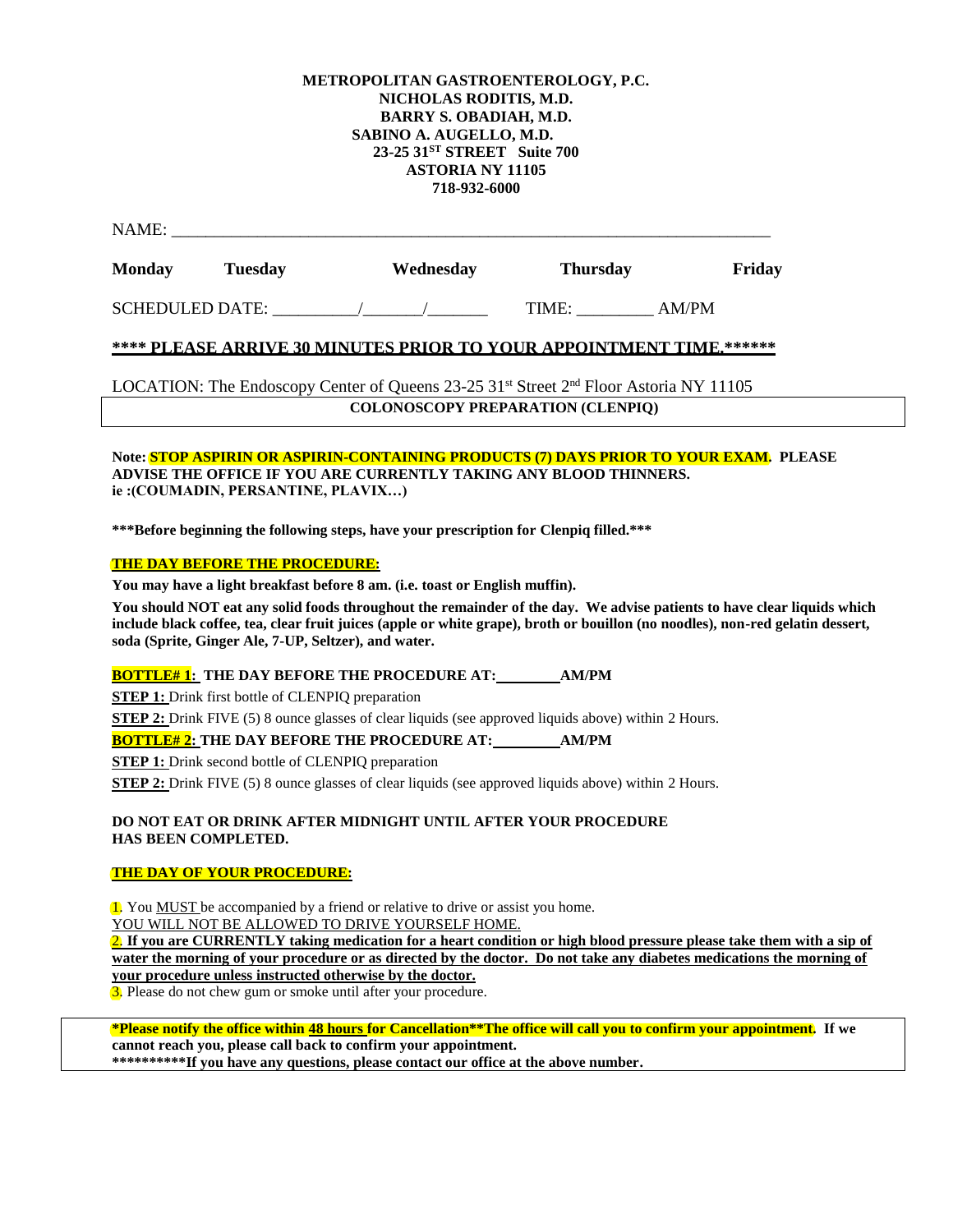**METROPOLITAN GASTROENTEROLOGY, P.C.**
**NICHOLAS RODITIS, M.D.**
**BARRY S. OBADIAH, M.D.**
**SABINO A. AUGELLO, M.D.**
**23-25 31ST STREET Suite 700**
**ASTORIA NY 11105**
**718-932-6000**

NAME: ________________________________________________________________________

**Monday** **Tuesday** **Wednesday** **Thursday** **Friday**

SCHEDULED DATE: _________/_______/_______ TIME: _________ AM/PM

**\*\*\*\* PLEASE ARRIVE 30 MINUTES PRIOR TO YOUR APPOINTMENT TIME.\*\*\*\*\*\***

LOCATION: The Endoscopy Center of Queens 23-25 31st Street 2nd Floor Astoria NY 11105

## COLONOSCOPY PREPARATION (CLENPIQ)

**Note: STOP ASPIRIN OR ASPIRIN-CONTAINING PRODUCTS (7) DAYS PRIOR TO YOUR EXAM. PLEASE ADVISE THE OFFICE IF YOU ARE CURRENTLY TAKING ANY BLOOD THINNERS. ie :(COUMADIN, PERSANTINE, PLAVIX…)**

**\*\*\*Before beginning the following steps, have your prescription for Clenpiq filled.\*\*\***

### THE DAY BEFORE THE PROCEDURE:

**You may have a light breakfast before 8 am. (i.e. toast or English muffin).**

**You should NOT eat any solid foods throughout the remainder of the day. We advise patients to have clear liquids which include black coffee, tea, clear fruit juices (apple or white grape), broth or bouillon (no noodles), non-red gelatin dessert, soda (Sprite, Ginger Ale, 7-UP, Seltzer), and water.**

**BOTTLE# 1: THE DAY BEFORE THE PROCEDURE AT:________AM/PM**

**STEP 1:** Drink first bottle of CLENPIQ preparation

**STEP 2:** Drink FIVE (5) 8 ounce glasses of clear liquids (see approved liquids above) within 2 Hours.

**BOTTLE# 2: THE DAY BEFORE THE PROCEDURE AT:________AM/PM**

**STEP 1:** Drink second bottle of CLENPIQ preparation

**STEP 2:** Drink FIVE (5) 8 ounce glasses of clear liquids (see approved liquids above) within 2 Hours.

**DO NOT EAT OR DRINK AFTER MIDNIGHT UNTIL AFTER YOUR PROCEDURE HAS BEEN COMPLETED.**

### THE DAY OF YOUR PROCEDURE:

1. You MUST be accompanied by a friend or relative to drive or assist you home.
YOU WILL NOT BE ALLOWED TO DRIVE YOURSELF HOME.
2. **If you are CURRENTLY taking medication for a heart condition or high blood pressure please take them with a sip of water the morning of your procedure or as directed by the doctor. Do not take any diabetes medications the morning of your procedure unless instructed otherwise by the doctor.**
3. Please do not chew gum or smoke until after your procedure.

**\*Please notify the office within 48 hours for Cancellation\*\*The office will call you to confirm your appointment. If we cannot reach you, please call back to confirm your appointment.**
**\*\*\*\*\*\*\*\*\*\*If you have any questions, please contact our office at the above number.**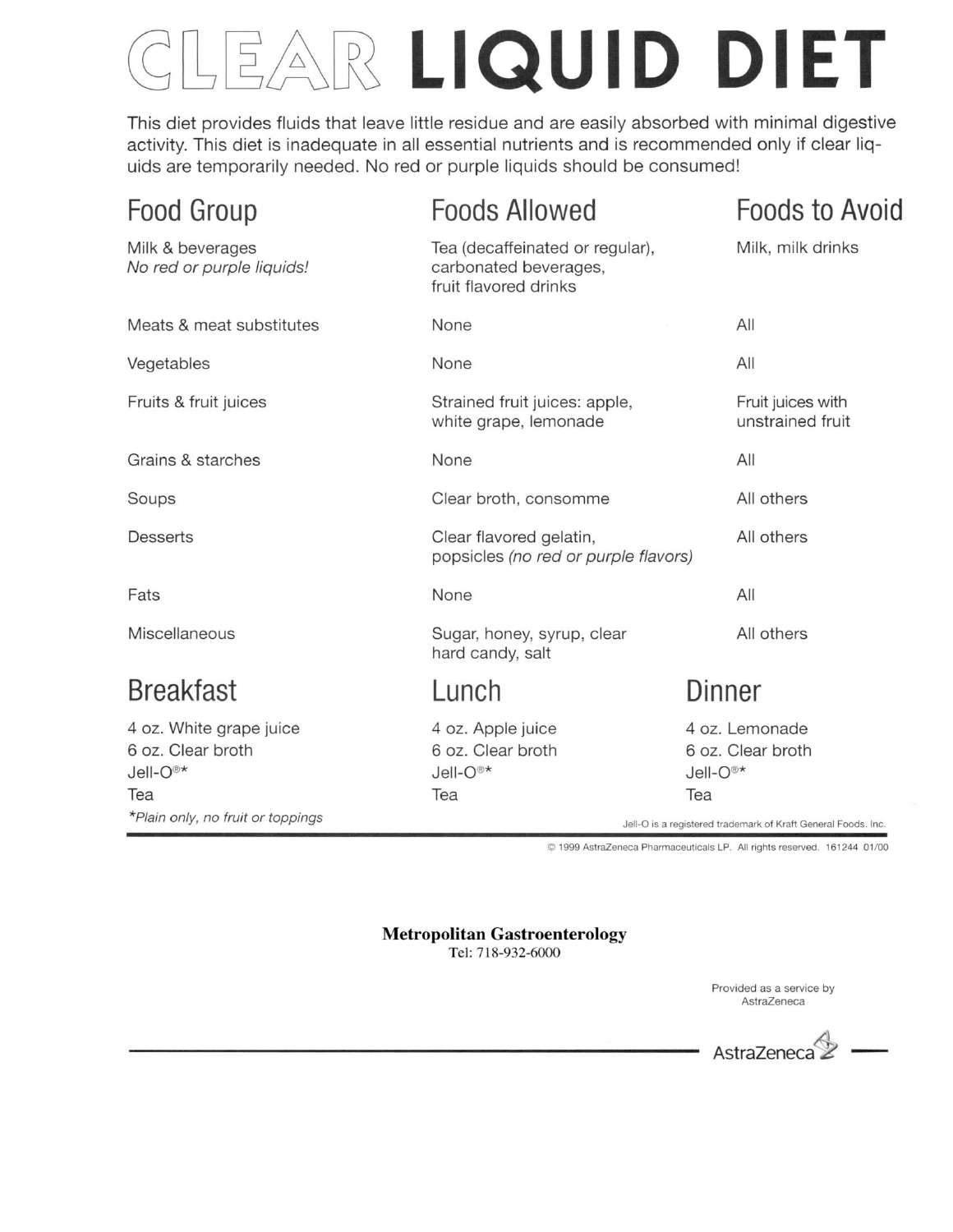# CLEAR LIQUID DIET

This diet provides fluids that leave little residue and are easily absorbed with minimal digestive activity. This diet is inadequate in all essential nutrients and is recommended only if clear liquids are temporarily needed. No red or purple liquids should be consumed!

| Food Group | Foods Allowed | Foods to Avoid |
| --- | --- | --- |
| Milk & beverages *No red or purple liquids!* | Tea (decaffeinated or regular), carbonated beverages, fruit flavored drinks | Milk, milk drinks |
| Meats & meat substitutes | None | All |
| Vegetables | None | All |
| Fruits & fruit juices | Strained fruit juices: apple, white grape, lemonade | Fruit juices with unstrained fruit |
| Grains & starches | None | All |
| Soups | Clear broth, consomme | All others |
| Desserts | Clear flavored gelatin, popsicles *(no red or purple flavors)* | All others |
| Fats | None | All |
| Miscellaneous | Sugar, honey, syrup, clear hard candy, salt | All others |

| Breakfast | Lunch | Dinner |
| --- | --- | --- |
| 4 oz. White grape juice | 4 oz. Apple juice | 4 oz. Lemonade |
| 6 oz. Clear broth | 6 oz. Clear broth | 6 oz. Clear broth |
| Jell-O®* | Jell-O®* | Jell-O®* |
| Tea | Tea | Tea |

*\*Plain only, no fruit or toppings*

Jell-O is a registered trademark of Kraft General Foods, Inc.

© 1999 AstraZeneca Pharmaceuticals LP. All rights reserved. 161244 01/00

**Metropolitan Gastroenterology**
Tel: 718-932-6000

Provided as a service by AstraZeneca

AstraZeneca